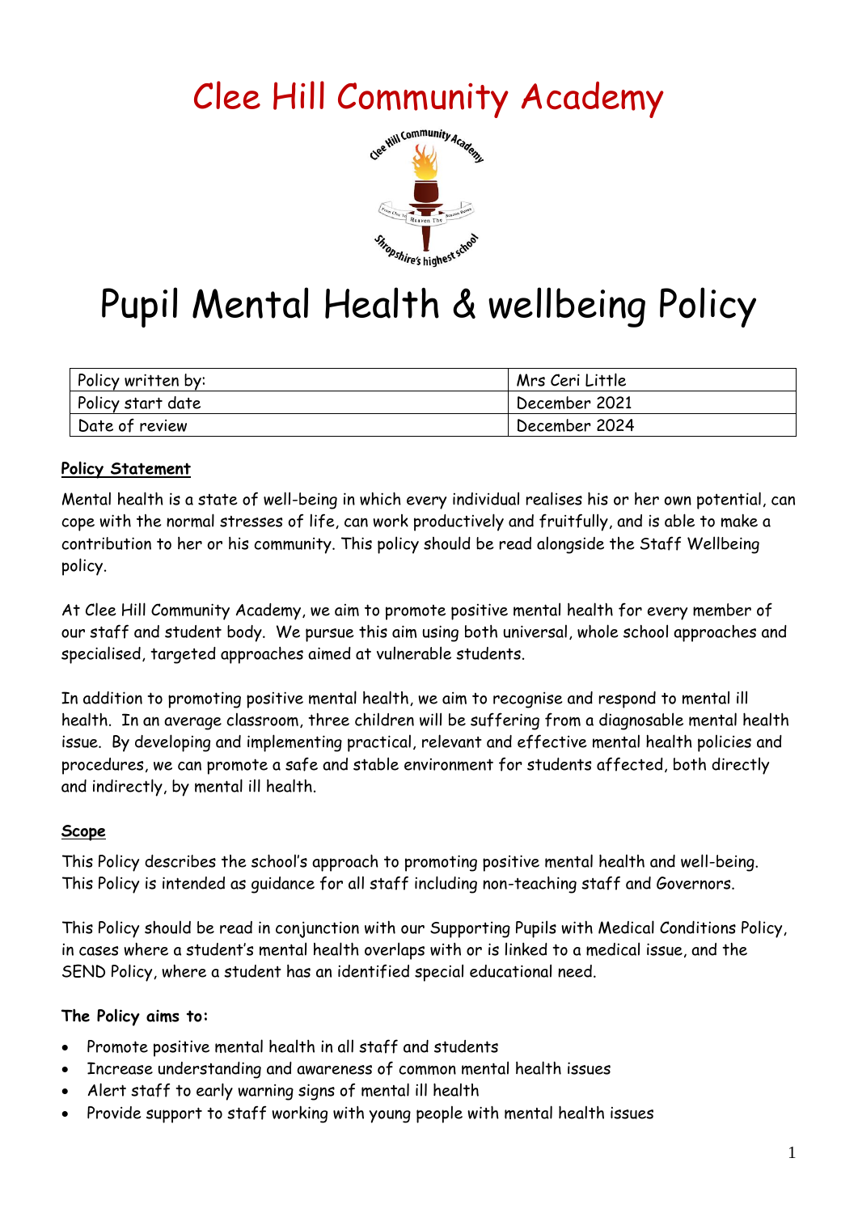# Clee Hill Community Academy

# Pupil Mental Health & wellbeing Policy

| Policy written by: | Mrs Ceri Little |
|---|---|
| Policy start date | December 2021 |
| Date of review | December 2024 |

**Policy Statement**

Mental health is a state of well-being in which every individual realises his or her own potential, can cope with the normal stresses of life, can work productively and fruitfully, and is able to make a contribution to her or his community. This policy should be read alongside the Staff Wellbeing policy.

At Clee Hill Community Academy, we aim to promote positive mental health for every member of our staff and student body. We pursue this aim using both universal, whole school approaches and specialised, targeted approaches aimed at vulnerable students.

In addition to promoting positive mental health, we aim to recognise and respond to mental ill health. In an average classroom, three children will be suffering from a diagnosable mental health issue. By developing and implementing practical, relevant and effective mental health policies and procedures, we can promote a safe and stable environment for students affected, both directly and indirectly, by mental ill health.

**Scope**

This Policy describes the school's approach to promoting positive mental health and well-being. This Policy is intended as guidance for all staff including non-teaching staff and Governors.

This Policy should be read in conjunction with our Supporting Pupils with Medical Conditions Policy, in cases where a student's mental health overlaps with or is linked to a medical issue, and the SEND Policy, where a student has an identified special educational need.

**The Policy aims to:**

- Promote positive mental health in all staff and students
- Increase understanding and awareness of common mental health issues
- Alert staff to early warning signs of mental ill health
- Provide support to staff working with young people with mental health issues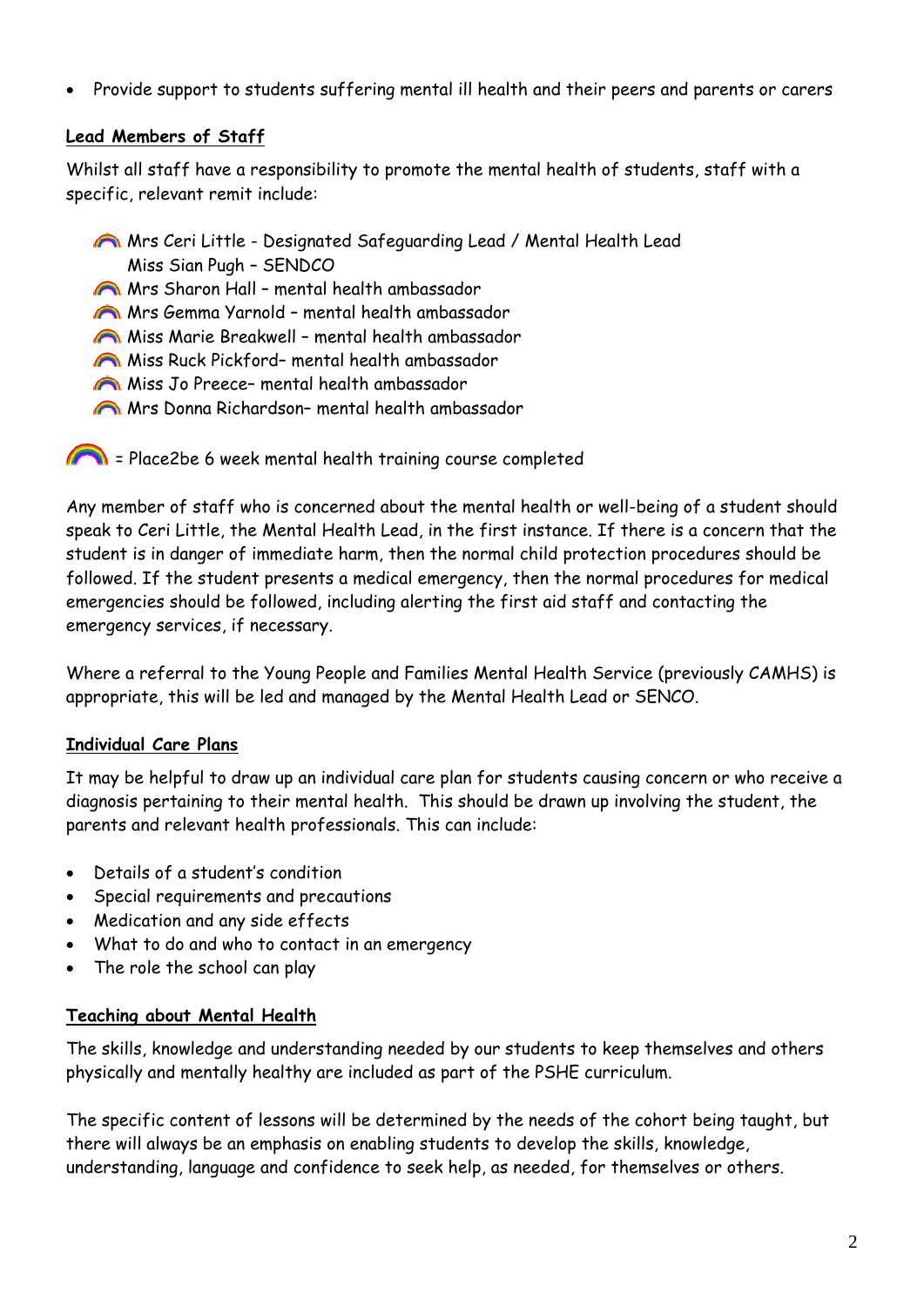- Provide support to students suffering mental ill health and their peers and parents or carers

**Lead Members of Staff**

Whilst all staff have a responsibility to promote the mental health of students, staff with a specific, relevant remit include:

- 🌈 Mrs Ceri Little - Designated Safeguarding Lead / Mental Health Lead
  Miss Sian Pugh – SENDCO
- 🌈 Mrs Sharon Hall – mental health ambassador
- 🌈 Mrs Gemma Yarnold – mental health ambassador
- 🌈 Miss Marie Breakwell – mental health ambassador
- 🌈 Miss Ruck Pickford– mental health ambassador
- 🌈 Miss Jo Preece– mental health ambassador
- 🌈 Mrs Donna Richardson– mental health ambassador

🌈 = Place2be 6 week mental health training course completed

Any member of staff who is concerned about the mental health or well-being of a student should speak to Ceri Little, the Mental Health Lead, in the first instance. If there is a concern that the student is in danger of immediate harm, then the normal child protection procedures should be followed. If the student presents a medical emergency, then the normal procedures for medical emergencies should be followed, including alerting the first aid staff and contacting the emergency services, if necessary.

Where a referral to the Young People and Families Mental Health Service (previously CAMHS) is appropriate, this will be led and managed by the Mental Health Lead or SENCO.

**Individual Care Plans**

It may be helpful to draw up an individual care plan for students causing concern or who receive a diagnosis pertaining to their mental health. This should be drawn up involving the student, the parents and relevant health professionals. This can include:

- Details of a student's condition
- Special requirements and precautions
- Medication and any side effects
- What to do and who to contact in an emergency
- The role the school can play

**Teaching about Mental Health**

The skills, knowledge and understanding needed by our students to keep themselves and others physically and mentally healthy are included as part of the PSHE curriculum.

The specific content of lessons will be determined by the needs of the cohort being taught, but there will always be an emphasis on enabling students to develop the skills, knowledge, understanding, language and confidence to seek help, as needed, for themselves or others.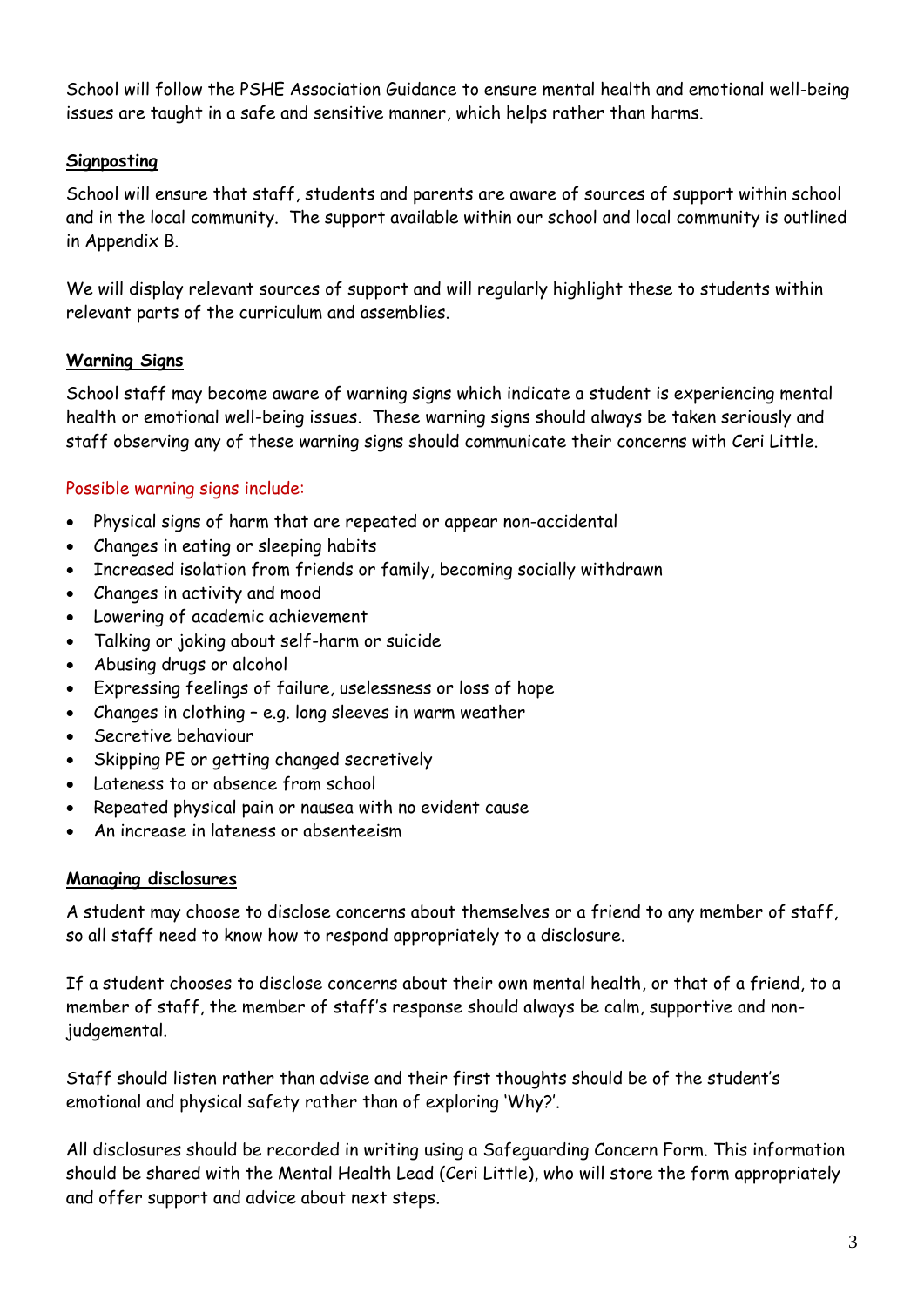School will follow the PSHE Association Guidance to ensure mental health and emotional well-being issues are taught in a safe and sensitive manner, which helps rather than harms.

## Signposting

School will ensure that staff, students and parents are aware of sources of support within school and in the local community. The support available within our school and local community is outlined in Appendix B.

We will display relevant sources of support and will regularly highlight these to students within relevant parts of the curriculum and assemblies.

## Warning Signs

School staff may become aware of warning signs which indicate a student is experiencing mental health or emotional well-being issues. These warning signs should always be taken seriously and staff observing any of these warning signs should communicate their concerns with Ceri Little.

Possible warning signs include:

- Physical signs of harm that are repeated or appear non-accidental
- Changes in eating or sleeping habits
- Increased isolation from friends or family, becoming socially withdrawn
- Changes in activity and mood
- Lowering of academic achievement
- Talking or joking about self-harm or suicide
- Abusing drugs or alcohol
- Expressing feelings of failure, uselessness or loss of hope
- Changes in clothing – e.g. long sleeves in warm weather
- Secretive behaviour
- Skipping PE or getting changed secretively
- Lateness to or absence from school
- Repeated physical pain or nausea with no evident cause
- An increase in lateness or absenteeism

## Managing disclosures

A student may choose to disclose concerns about themselves or a friend to any member of staff, so all staff need to know how to respond appropriately to a disclosure.

If a student chooses to disclose concerns about their own mental health, or that of a friend, to a member of staff, the member of staff's response should always be calm, supportive and non-judgemental.

Staff should listen rather than advise and their first thoughts should be of the student's emotional and physical safety rather than of exploring 'Why?'.

All disclosures should be recorded in writing using a Safeguarding Concern Form. This information should be shared with the Mental Health Lead (Ceri Little), who will store the form appropriately and offer support and advice about next steps.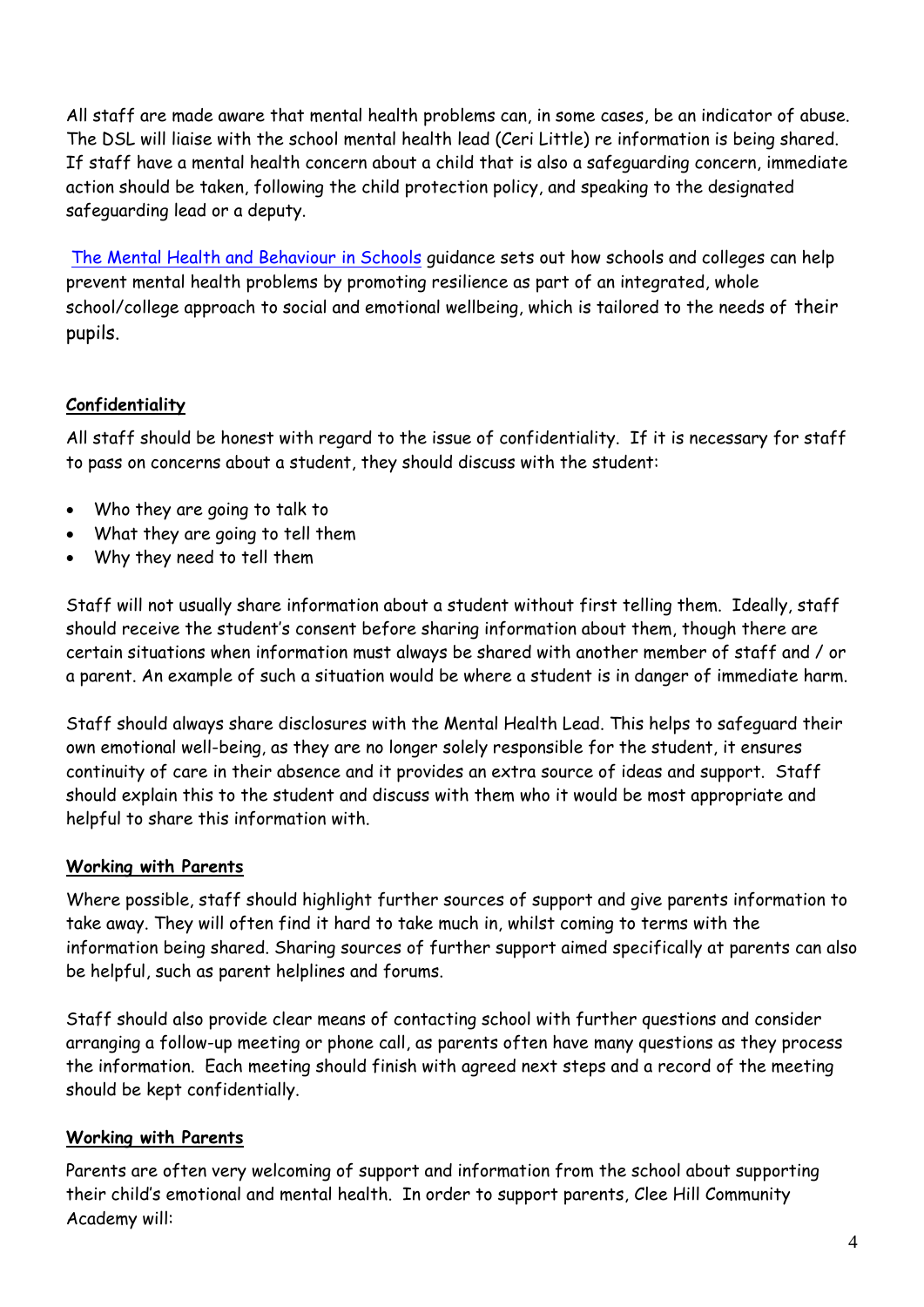All staff are made aware that mental health problems can, in some cases, be an indicator of abuse. The DSL will liaise with the school mental health lead (Ceri Little) re information is being shared. If staff have a mental health concern about a child that is also a safeguarding concern, immediate action should be taken, following the child protection policy, and speaking to the designated safeguarding lead or a deputy.

The Mental Health and Behaviour in Schools guidance sets out how schools and colleges can help prevent mental health problems by promoting resilience as part of an integrated, whole school/college approach to social and emotional wellbeing, which is tailored to the needs of their pupils.

**Confidentiality**

All staff should be honest with regard to the issue of confidentiality. If it is necessary for staff to pass on concerns about a student, they should discuss with the student:

- Who they are going to talk to
- What they are going to tell them
- Why they need to tell them

Staff will not usually share information about a student without first telling them. Ideally, staff should receive the student's consent before sharing information about them, though there are certain situations when information must always be shared with another member of staff and / or a parent. An example of such a situation would be where a student is in danger of immediate harm.

Staff should always share disclosures with the Mental Health Lead. This helps to safeguard their own emotional well-being, as they are no longer solely responsible for the student, it ensures continuity of care in their absence and it provides an extra source of ideas and support. Staff should explain this to the student and discuss with them who it would be most appropriate and helpful to share this information with.

**Working with Parents**

Where possible, staff should highlight further sources of support and give parents information to take away. They will often find it hard to take much in, whilst coming to terms with the information being shared. Sharing sources of further support aimed specifically at parents can also be helpful, such as parent helplines and forums.

Staff should also provide clear means of contacting school with further questions and consider arranging a follow-up meeting or phone call, as parents often have many questions as they process the information. Each meeting should finish with agreed next steps and a record of the meeting should be kept confidentially.

**Working with Parents**

Parents are often very welcoming of support and information from the school about supporting their child's emotional and mental health. In order to support parents, Clee Hill Community Academy will: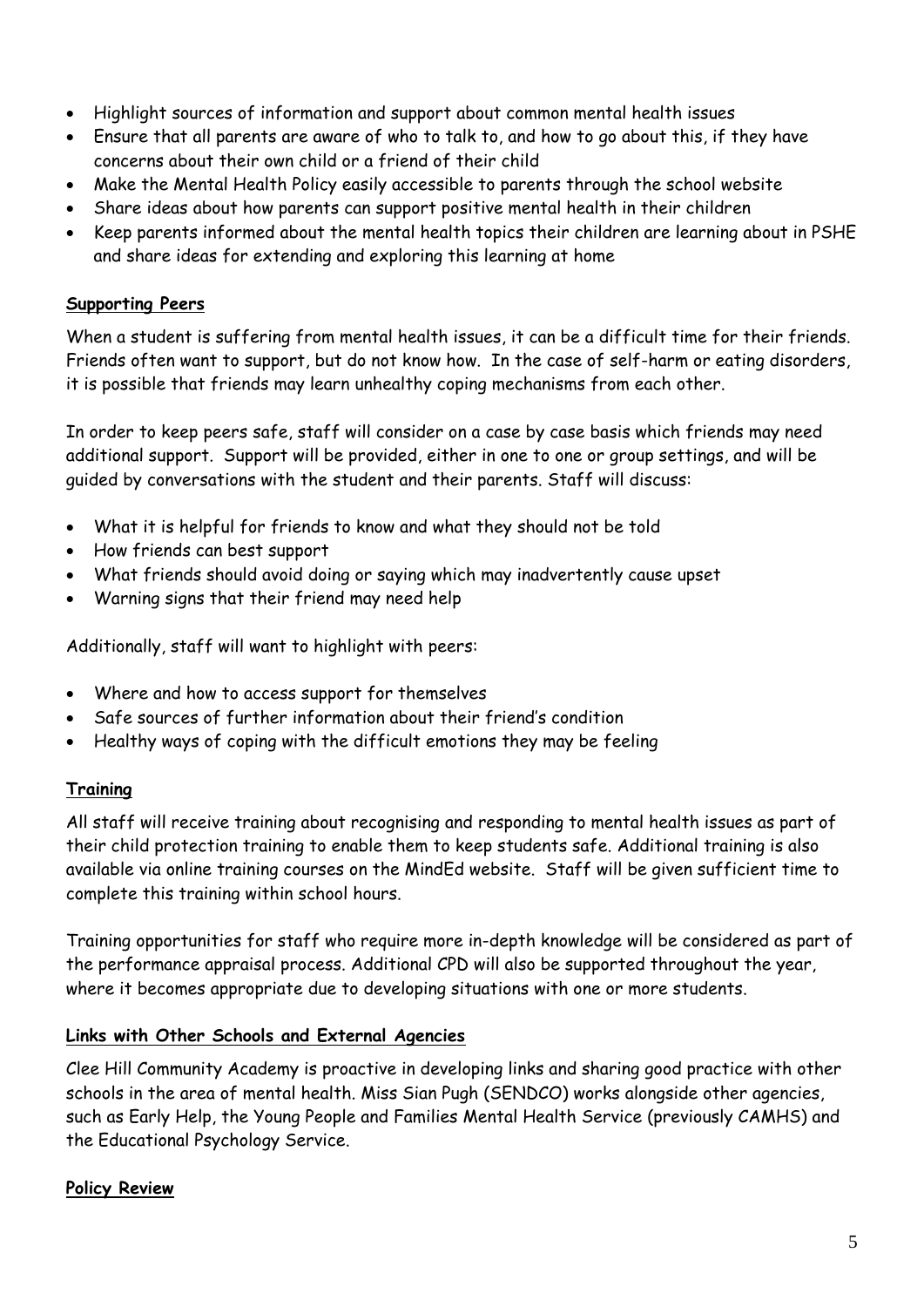- Highlight sources of information and support about common mental health issues
- Ensure that all parents are aware of who to talk to, and how to go about this, if they have concerns about their own child or a friend of their child
- Make the Mental Health Policy easily accessible to parents through the school website
- Share ideas about how parents can support positive mental health in their children
- Keep parents informed about the mental health topics their children are learning about in PSHE and share ideas for extending and exploring this learning at home

## Supporting Peers

When a student is suffering from mental health issues, it can be a difficult time for their friends. Friends often want to support, but do not know how. In the case of self-harm or eating disorders, it is possible that friends may learn unhealthy coping mechanisms from each other.

In order to keep peers safe, staff will consider on a case by case basis which friends may need additional support. Support will be provided, either in one to one or group settings, and will be guided by conversations with the student and their parents. Staff will discuss:

- What it is helpful for friends to know and what they should not be told
- How friends can best support
- What friends should avoid doing or saying which may inadvertently cause upset
- Warning signs that their friend may need help

Additionally, staff will want to highlight with peers:

- Where and how to access support for themselves
- Safe sources of further information about their friend's condition
- Healthy ways of coping with the difficult emotions they may be feeling

## Training

All staff will receive training about recognising and responding to mental health issues as part of their child protection training to enable them to keep students safe. Additional training is also available via online training courses on the MindEd website. Staff will be given sufficient time to complete this training within school hours.

Training opportunities for staff who require more in-depth knowledge will be considered as part of the performance appraisal process. Additional CPD will also be supported throughout the year, where it becomes appropriate due to developing situations with one or more students.

## Links with Other Schools and External Agencies

Clee Hill Community Academy is proactive in developing links and sharing good practice with other schools in the area of mental health. Miss Sian Pugh (SENDCO) works alongside other agencies, such as Early Help, the Young People and Families Mental Health Service (previously CAMHS) and the Educational Psychology Service.

## Policy Review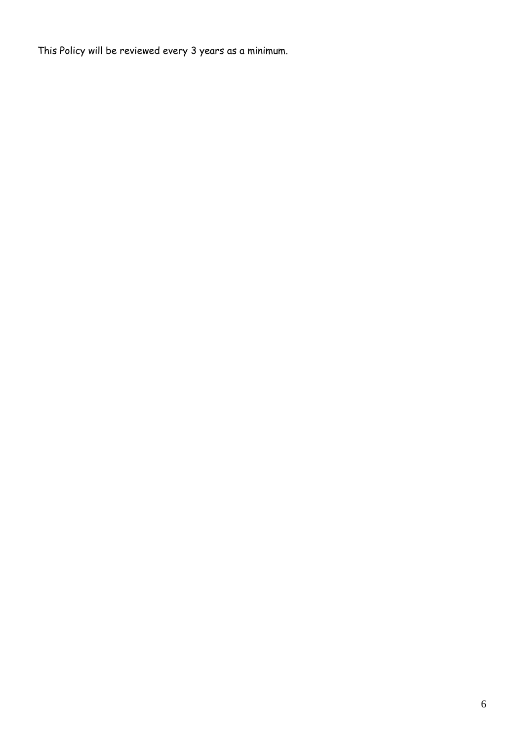This Policy will be reviewed every 3 years as a minimum.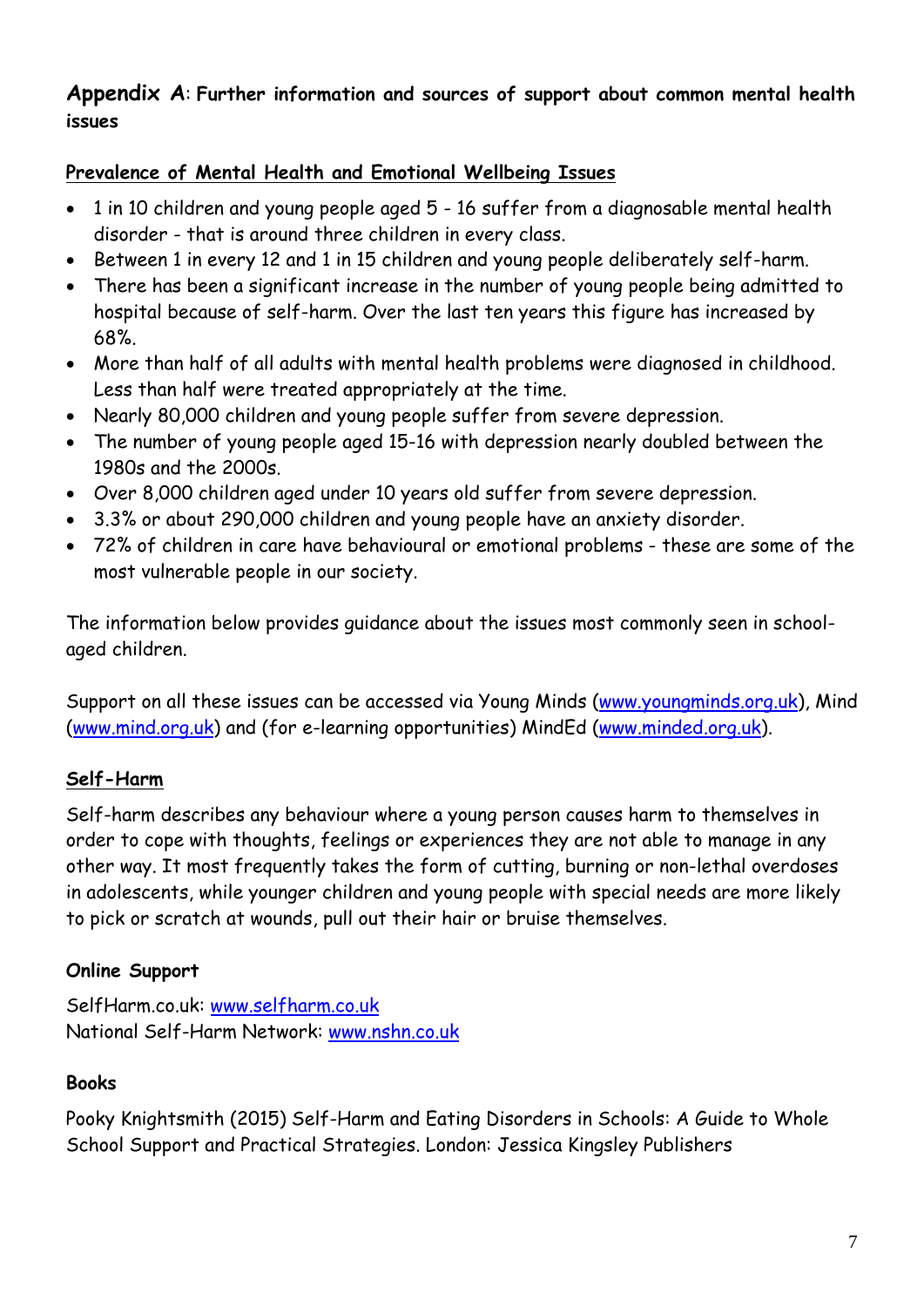## Appendix A: Further information and sources of support about common mental health issues

### Prevalence of Mental Health and Emotional Wellbeing Issues

- 1 in 10 children and young people aged 5 - 16 suffer from a diagnosable mental health disorder - that is around three children in every class.
- Between 1 in every 12 and 1 in 15 children and young people deliberately self-harm.
- There has been a significant increase in the number of young people being admitted to hospital because of self-harm. Over the last ten years this figure has increased by 68%.
- More than half of all adults with mental health problems were diagnosed in childhood. Less than half were treated appropriately at the time.
- Nearly 80,000 children and young people suffer from severe depression.
- The number of young people aged 15-16 with depression nearly doubled between the 1980s and the 2000s.
- Over 8,000 children aged under 10 years old suffer from severe depression.
- 3.3% or about 290,000 children and young people have an anxiety disorder.
- 72% of children in care have behavioural or emotional problems - these are some of the most vulnerable people in our society.

The information below provides guidance about the issues most commonly seen in school-aged children.

Support on all these issues can be accessed via Young Minds (www.youngminds.org.uk), Mind (www.mind.org.uk) and (for e-learning opportunities) MindEd (www.minded.org.uk).

### Self-Harm

Self-harm describes any behaviour where a young person causes harm to themselves in order to cope with thoughts, feelings or experiences they are not able to manage in any other way. It most frequently takes the form of cutting, burning or non-lethal overdoses in adolescents, while younger children and young people with special needs are more likely to pick or scratch at wounds, pull out their hair or bruise themselves.

**Online Support**

SelfHarm.co.uk: www.selfharm.co.uk
National Self-Harm Network: www.nshn.co.uk

**Books**

Pooky Knightsmith (2015) Self-Harm and Eating Disorders in Schools: A Guide to Whole School Support and Practical Strategies. London: Jessica Kingsley Publishers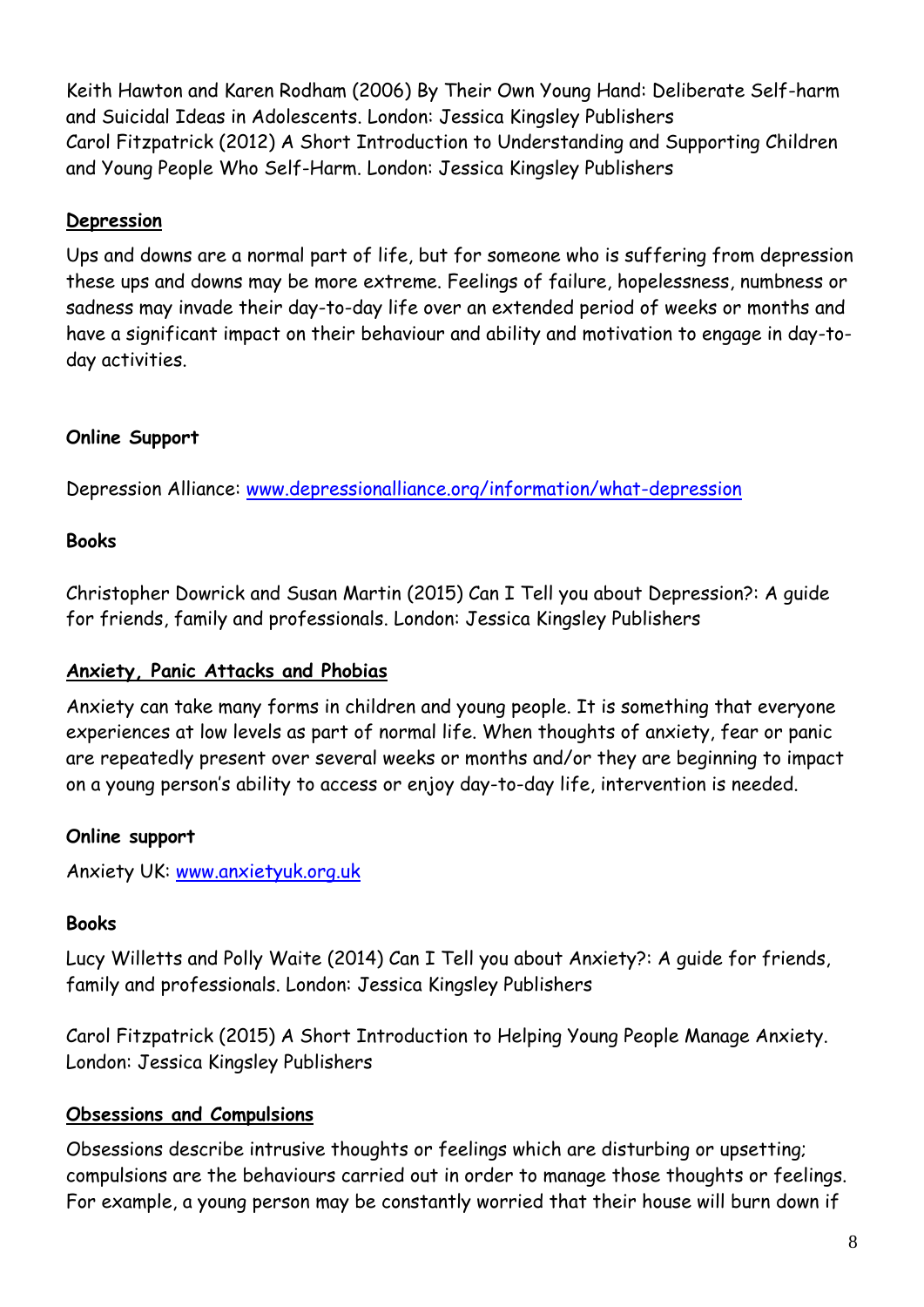Keith Hawton and Karen Rodham (2006) By Their Own Young Hand: Deliberate Self-harm and Suicidal Ideas in Adolescents. London: Jessica Kingsley Publishers
Carol Fitzpatrick (2012) A Short Introduction to Understanding and Supporting Children and Young People Who Self-Harm. London: Jessica Kingsley Publishers

## Depression

Ups and downs are a normal part of life, but for someone who is suffering from depression these ups and downs may be more extreme. Feelings of failure, hopelessness, numbness or sadness may invade their day-to-day life over an extended period of weeks or months and have a significant impact on their behaviour and ability and motivation to engage in day-to-day activities.

**Online Support**

Depression Alliance: [www.depressionalliance.org/information/what-depression](www.depressionalliance.org/information/what-depression)

**Books**

Christopher Dowrick and Susan Martin (2015) Can I Tell you about Depression?: A guide for friends, family and professionals. London: Jessica Kingsley Publishers

## Anxiety, Panic Attacks and Phobias

Anxiety can take many forms in children and young people. It is something that everyone experiences at low levels as part of normal life. When thoughts of anxiety, fear or panic are repeatedly present over several weeks or months and/or they are beginning to impact on a young person's ability to access or enjoy day-to-day life, intervention is needed.

**Online support**

Anxiety UK: [www.anxietyuk.org.uk](www.anxietyuk.org.uk)

**Books**

Lucy Willetts and Polly Waite (2014) Can I Tell you about Anxiety?: A guide for friends, family and professionals. London: Jessica Kingsley Publishers

Carol Fitzpatrick (2015) A Short Introduction to Helping Young People Manage Anxiety. London: Jessica Kingsley Publishers

## Obsessions and Compulsions

Obsessions describe intrusive thoughts or feelings which are disturbing or upsetting; compulsions are the behaviours carried out in order to manage those thoughts or feelings. For example, a young person may be constantly worried that their house will burn down if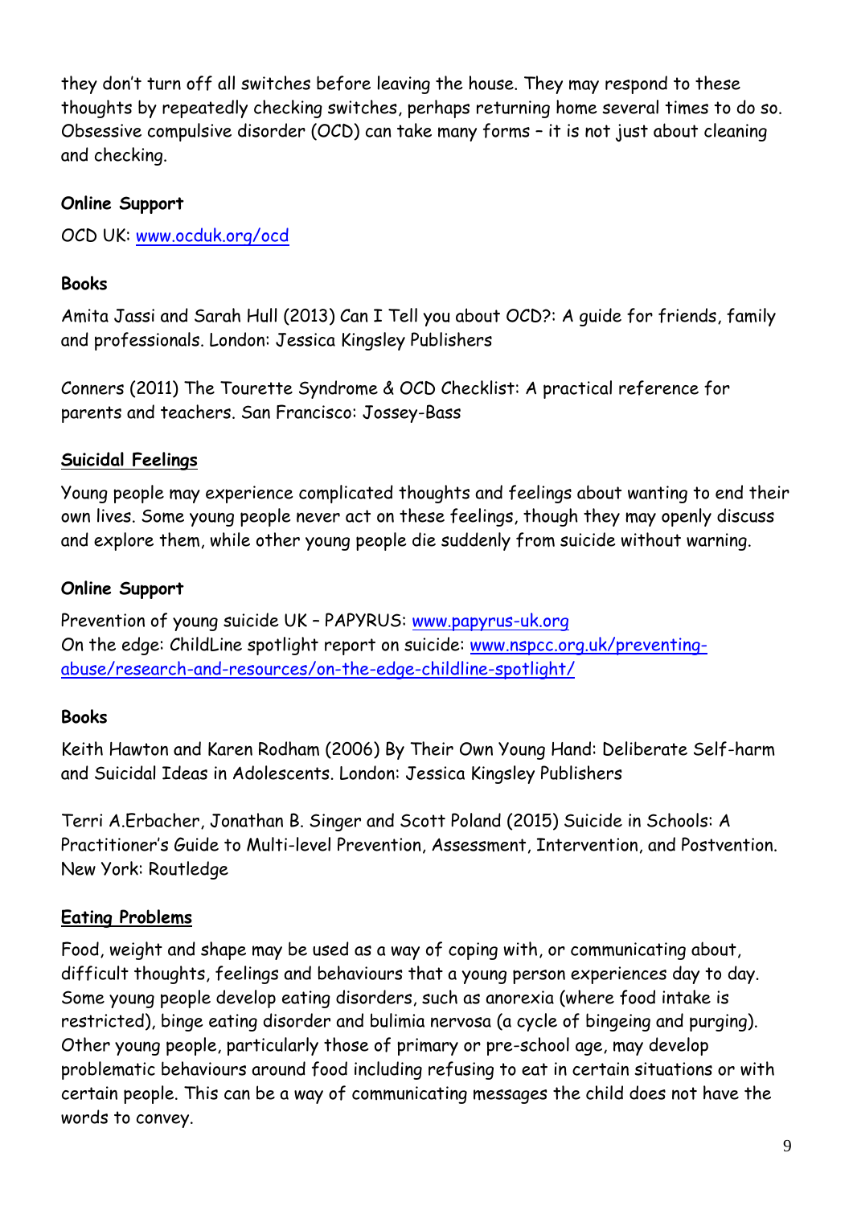they don't turn off all switches before leaving the house. They may respond to these thoughts by repeatedly checking switches, perhaps returning home several times to do so. Obsessive compulsive disorder (OCD) can take many forms – it is not just about cleaning and checking.

**Online Support**

OCD UK: [www.ocduk.org/ocd](www.ocduk.org/ocd)

**Books**

Amita Jassi and Sarah Hull (2013) Can I Tell you about OCD?: A guide for friends, family and professionals. London: Jessica Kingsley Publishers

Conners (2011) The Tourette Syndrome & OCD Checklist: A practical reference for parents and teachers. San Francisco: Jossey-Bass

## Suicidal Feelings

Young people may experience complicated thoughts and feelings about wanting to end their own lives. Some young people never act on these feelings, though they may openly discuss and explore them, while other young people die suddenly from suicide without warning.

**Online Support**

Prevention of young suicide UK – PAPYRUS: [www.papyrus-uk.org](www.papyrus-uk.org)
On the edge: ChildLine spotlight report on suicide: [www.nspcc.org.uk/preventing-abuse/research-and-resources/on-the-edge-childline-spotlight/](www.nspcc.org.uk/preventing-abuse/research-and-resources/on-the-edge-childline-spotlight/)

**Books**

Keith Hawton and Karen Rodham (2006) By Their Own Young Hand: Deliberate Self-harm and Suicidal Ideas in Adolescents. London: Jessica Kingsley Publishers

Terri A.Erbacher, Jonathan B. Singer and Scott Poland (2015) Suicide in Schools: A Practitioner's Guide to Multi-level Prevention, Assessment, Intervention, and Postvention. New York: Routledge

## Eating Problems

Food, weight and shape may be used as a way of coping with, or communicating about, difficult thoughts, feelings and behaviours that a young person experiences day to day. Some young people develop eating disorders, such as anorexia (where food intake is restricted), binge eating disorder and bulimia nervosa (a cycle of bingeing and purging). Other young people, particularly those of primary or pre-school age, may develop problematic behaviours around food including refusing to eat in certain situations or with certain people. This can be a way of communicating messages the child does not have the words to convey.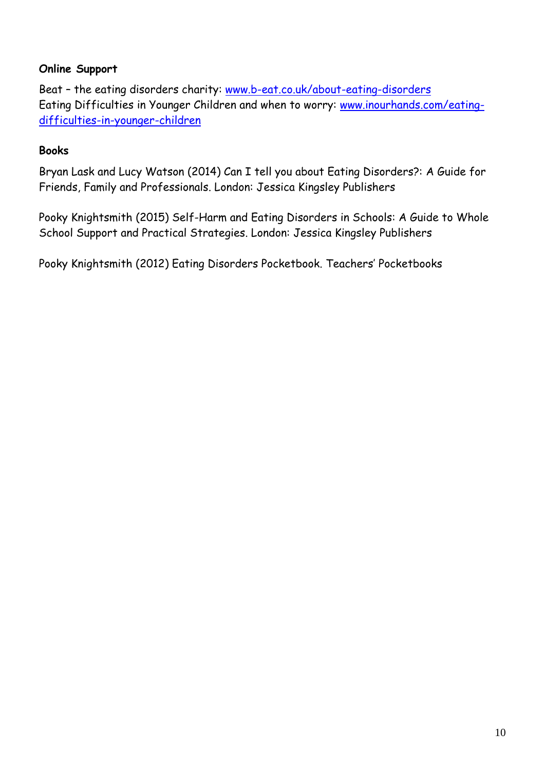**Online Support**

Beat – the eating disorders charity: [www.b-eat.co.uk/about-eating-disorders](www.b-eat.co.uk/about-eating-disorders)
Eating Difficulties in Younger Children and when to worry: [www.inourhands.com/eating-difficulties-in-younger-children](www.inourhands.com/eating-difficulties-in-younger-children)

**Books**

Bryan Lask and Lucy Watson (2014) Can I tell you about Eating Disorders?: A Guide for Friends, Family and Professionals. London: Jessica Kingsley Publishers

Pooky Knightsmith (2015) Self-Harm and Eating Disorders in Schools: A Guide to Whole School Support and Practical Strategies. London: Jessica Kingsley Publishers

Pooky Knightsmith (2012) Eating Disorders Pocketbook. Teachers' Pocketbooks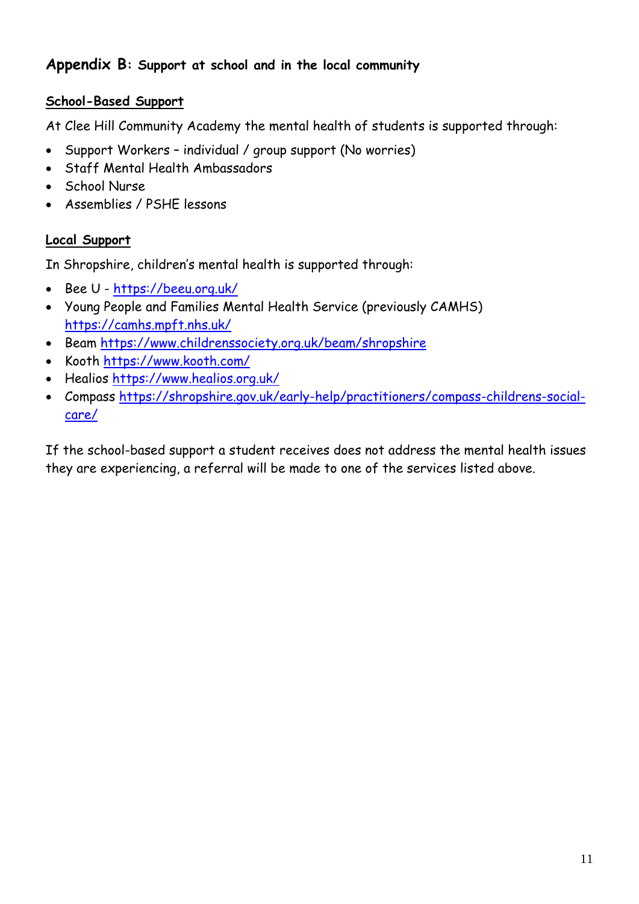## Appendix B: Support at school and in the local community

**School-Based Support**

At Clee Hill Community Academy the mental health of students is supported through:

- Support Workers – individual / group support (No worries)
- Staff Mental Health Ambassadors
- School Nurse
- Assemblies / PSHE lessons

**Local Support**

In Shropshire, children's mental health is supported through:

- Bee U - https://beeu.org.uk/
- Young People and Families Mental Health Service (previously CAMHS) https://camhs.mpft.nhs.uk/
- Beam https://www.childrenssociety.org.uk/beam/shropshire
- Kooth https://www.kooth.com/
- Healios https://www.healios.org.uk/
- Compass https://shropshire.gov.uk/early-help/practitioners/compass-childrens-social-care/

If the school-based support a student receives does not address the mental health issues they are experiencing, a referral will be made to one of the services listed above.